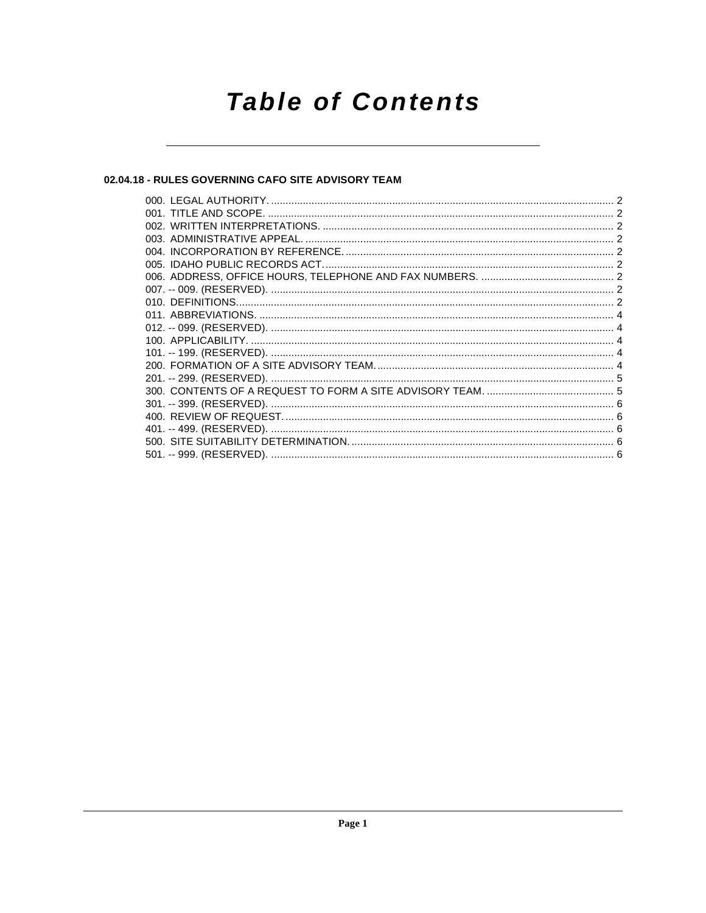# Table of Contents

## 02.04.18 - RULES GOVERNING CAFO SITE ADVISORY TEAM

000. LEGAL AUTHORITY. .......... 2
001. TITLE AND SCOPE. .......... 2
002. WRITTEN INTERPRETATIONS. .......... 2
003. ADMINISTRATIVE APPEAL. .......... 2
004. INCORPORATION BY REFERENCE. .......... 2
005. IDAHO PUBLIC RECORDS ACT. .......... 2
006. ADDRESS, OFFICE HOURS, TELEPHONE AND FAX NUMBERS. .......... 2
007. -- 009. (RESERVED). .......... 2
010. DEFINITIONS. .......... 2
011. ABBREVIATIONS. .......... 4
012. -- 099. (RESERVED). .......... 4
100. APPLICABILITY. .......... 4
101. -- 199. (RESERVED). .......... 4
200. FORMATION OF A SITE ADVISORY TEAM. .......... 4
201. -- 299. (RESERVED). .......... 5
300. CONTENTS OF A REQUEST TO FORM A SITE ADVISORY TEAM. .......... 5
301. -- 399. (RESERVED). .......... 6
400. REVIEW OF REQUEST. .......... 6
401. -- 499. (RESERVED). .......... 6
500. SITE SUITABILITY DETERMINATION. .......... 6
501. -- 999. (RESERVED). .......... 6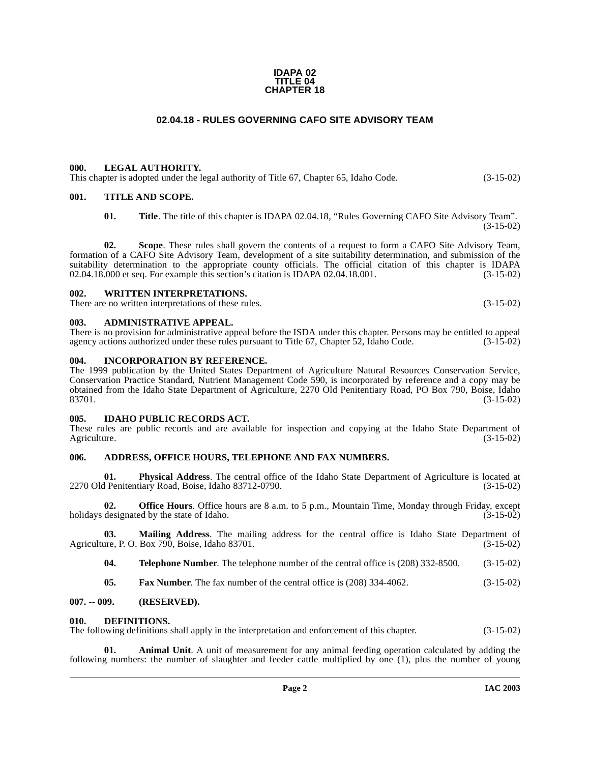**IDAPA 02
TITLE 04
CHAPTER 18**

# 02.04.18 - RULES GOVERNING CAFO SITE ADVISORY TEAM

## 000. LEGAL AUTHORITY.

This chapter is adopted under the legal authority of Title 67, Chapter 65, Idaho Code. (3-15-02)

## 001. TITLE AND SCOPE.

**01. Title**. The title of this chapter is IDAPA 02.04.18, "Rules Governing CAFO Site Advisory Team". (3-15-02)

**02. Scope**. These rules shall govern the contents of a request to form a CAFO Site Advisory Team, formation of a CAFO Site Advisory Team, development of a site suitability determination, and submission of the suitability determination to the appropriate county officials. The official citation of this chapter is IDAPA 02.04.18.000 et seq. For example this section's citation is IDAPA 02.04.18.001. (3-15-02)

## 002. WRITTEN INTERPRETATIONS.

There are no written interpretations of these rules. (3-15-02)

## 003. ADMINISTRATIVE APPEAL.

There is no provision for administrative appeal before the ISDA under this chapter. Persons may be entitled to appeal agency actions authorized under these rules pursuant to Title 67, Chapter 52, Idaho Code. (3-15-02)

## 004. INCORPORATION BY REFERENCE.

The 1999 publication by the United States Department of Agriculture Natural Resources Conservation Service, Conservation Practice Standard, Nutrient Management Code 590, is incorporated by reference and a copy may be obtained from the Idaho State Department of Agriculture, 2270 Old Penitentiary Road, PO Box 790, Boise, Idaho 83701. (3-15-02)

## 005. IDAHO PUBLIC RECORDS ACT.

These rules are public records and are available for inspection and copying at the Idaho State Department of Agriculture. (3-15-02)

## 006. ADDRESS, OFFICE HOURS, TELEPHONE AND FAX NUMBERS.

**01. Physical Address**. The central office of the Idaho State Department of Agriculture is located at 2270 Old Penitentiary Road, Boise, Idaho 83712-0790. (3-15-02)

**02. Office Hours**. Office hours are 8 a.m. to 5 p.m., Mountain Time, Monday through Friday, except holidays designated by the state of Idaho. (3-15-02)

**03. Mailing Address**. The mailing address for the central office is Idaho State Department of Agriculture, P. O. Box 790, Boise, Idaho 83701. (3-15-02)

**04. Telephone Number**. The telephone number of the central office is (208) 332-8500. (3-15-02)

**05. Fax Number**. The fax number of the central office is (208) 334-4062. (3-15-02)

## 007. -- 009. (RESERVED).

## 010. DEFINITIONS.

The following definitions shall apply in the interpretation and enforcement of this chapter. (3-15-02)

**01. Animal Unit**. A unit of measurement for any animal feeding operation calculated by adding the following numbers: the number of slaughter and feeder cattle multiplied by one (1), plus the number of young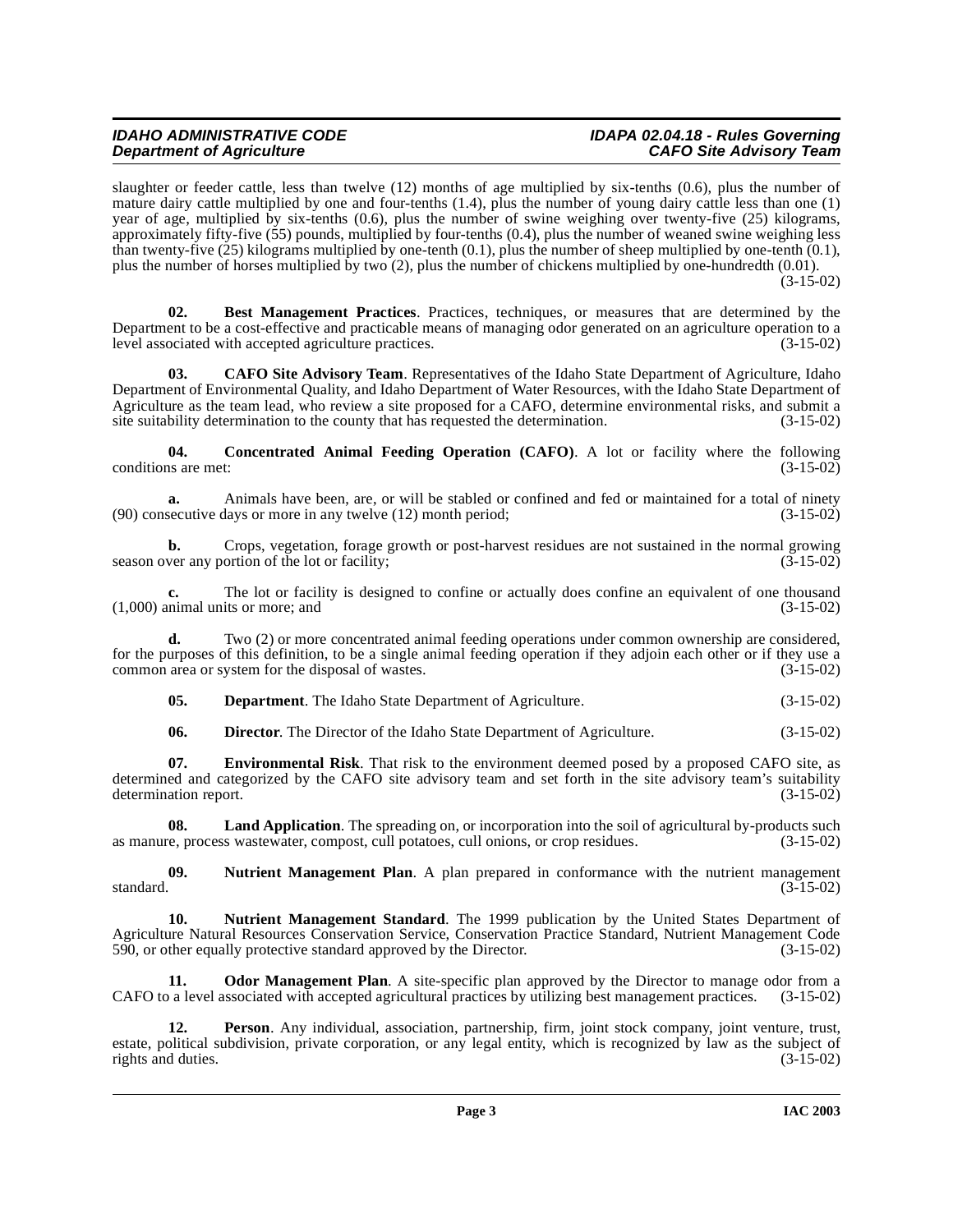slaughter or feeder cattle, less than twelve (12) months of age multiplied by six-tenths (0.6), plus the number of mature dairy cattle multiplied by one and four-tenths (1.4), plus the number of young dairy cattle less than one (1) year of age, multiplied by six-tenths (0.6), plus the number of swine weighing over twenty-five (25) kilograms, approximately fifty-five (55) pounds, multiplied by four-tenths (0.4), plus the number of weaned swine weighing less than twenty-five (25) kilograms multiplied by one-tenth (0.1), plus the number of sheep multiplied by one-tenth (0.1), plus the number of horses multiplied by two (2), plus the number of chickens multiplied by one-hundredth (0.01). (3-15-02)

**02. Best Management Practices**. Practices, techniques, or measures that are determined by the Department to be a cost-effective and practicable means of managing odor generated on an agriculture operation to a level associated with accepted agriculture practices. (3-15-02)

**03. CAFO Site Advisory Team**. Representatives of the Idaho State Department of Agriculture, Idaho Department of Environmental Quality, and Idaho Department of Water Resources, with the Idaho State Department of Agriculture as the team lead, who review a site proposed for a CAFO, determine environmental risks, and submit a site suitability determination to the county that has requested the determination. (3-15-02)

**04. Concentrated Animal Feeding Operation (CAFO)**. A lot or facility where the following conditions are met: (3-15-02)

**a.** Animals have been, are, or will be stabled or confined and fed or maintained for a total of ninety (90) consecutive days or more in any twelve (12) month period; (3-15-02)

**b.** Crops, vegetation, forage growth or post-harvest residues are not sustained in the normal growing season over any portion of the lot or facility; (3-15-02)

**c.** The lot or facility is designed to confine or actually does confine an equivalent of one thousand (1,000) animal units or more; and (3-15-02)

**d.** Two (2) or more concentrated animal feeding operations under common ownership are considered, for the purposes of this definition, to be a single animal feeding operation if they adjoin each other or if they use a common area or system for the disposal of wastes. (3-15-02)

**05. Department**. The Idaho State Department of Agriculture. (3-15-02)

**06. Director**. The Director of the Idaho State Department of Agriculture. (3-15-02)

**07. Environmental Risk**. That risk to the environment deemed posed by a proposed CAFO site, as determined and categorized by the CAFO site advisory team and set forth in the site advisory team's suitability determination report. (3-15-02)

**08. Land Application**. The spreading on, or incorporation into the soil of agricultural by-products such as manure, process wastewater, compost, cull potatoes, cull onions, or crop residues. (3-15-02)

**09. Nutrient Management Plan**. A plan prepared in conformance with the nutrient management standard. (3-15-02)

**10. Nutrient Management Standard**. The 1999 publication by the United States Department of Agriculture Natural Resources Conservation Service, Conservation Practice Standard, Nutrient Management Code 590, or other equally protective standard approved by the Director. (3-15-02)

**11. Odor Management Plan**. A site-specific plan approved by the Director to manage odor from a CAFO to a level associated with accepted agricultural practices by utilizing best management practices. (3-15-02)

**12. Person**. Any individual, association, partnership, firm, joint stock company, joint venture, trust, estate, political subdivision, private corporation, or any legal entity, which is recognized by law as the subject of rights and duties. (3-15-02)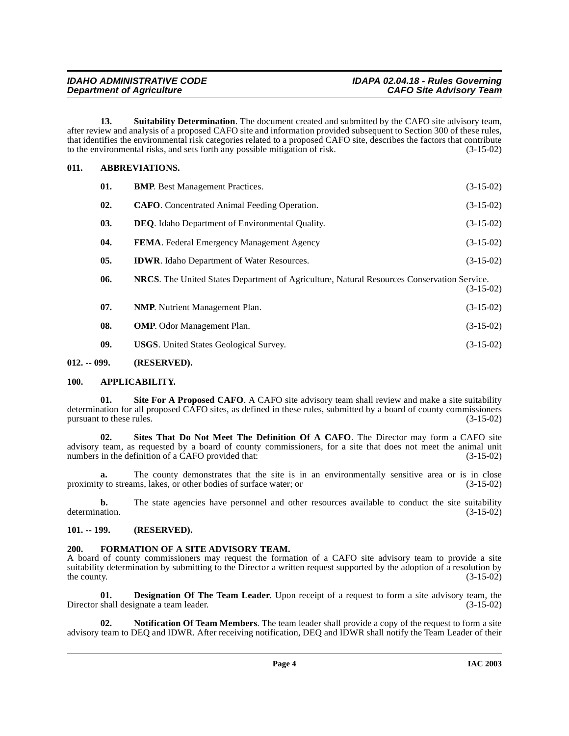**13. Suitability Determination**. The document created and submitted by the CAFO site advisory team, after review and analysis of a proposed CAFO site and information provided subsequent to Section 300 of these rules, that identifies the environmental risk categories related to a proposed CAFO site, describes the factors that contribute to the environmental risks, and sets forth any possible mitigation of risk. (3-15-02)

## 011. ABBREVIATIONS.

**01. BMP**. Best Management Practices. (3-15-02)

**02. CAFO**. Concentrated Animal Feeding Operation. (3-15-02)

**03. DEQ**. Idaho Department of Environmental Quality. (3-15-02)

**04. FEMA**. Federal Emergency Management Agency (3-15-02)

**05. IDWR**. Idaho Department of Water Resources. (3-15-02)

**06. NRCS**. The United States Department of Agriculture, Natural Resources Conservation Service. (3-15-02)

**07. NMP**. Nutrient Management Plan. (3-15-02)

**08. OMP**. Odor Management Plan. (3-15-02)

**09. USGS**. United States Geological Survey. (3-15-02)

## 012. -- 099. (RESERVED).

## 100. APPLICABILITY.

**01. Site For A Proposed CAFO**. A CAFO site advisory team shall review and make a site suitability determination for all proposed CAFO sites, as defined in these rules, submitted by a board of county commissioners pursuant to these rules. (3-15-02)

**02. Sites That Do Not Meet The Definition Of A CAFO**. The Director may form a CAFO site advisory team, as requested by a board of county commissioners, for a site that does not meet the animal unit numbers in the definition of a CAFO provided that: (3-15-02)

**a.** The county demonstrates that the site is in an environmentally sensitive area or is in close proximity to streams, lakes, or other bodies of surface water; or (3-15-02)

**b.** The state agencies have personnel and other resources available to conduct the site suitability determination. (3-15-02)

## 101. -- 199. (RESERVED).

## 200. FORMATION OF A SITE ADVISORY TEAM.

A board of county commissioners may request the formation of a CAFO site advisory team to provide a site suitability determination by submitting to the Director a written request supported by the adoption of a resolution by the county. (3-15-02)

**01. Designation Of The Team Leader**. Upon receipt of a request to form a site advisory team, the Director shall designate a team leader. (3-15-02)

**02. Notification Of Team Members**. The team leader shall provide a copy of the request to form a site advisory team to DEQ and IDWR. After receiving notification, DEQ and IDWR shall notify the Team Leader of their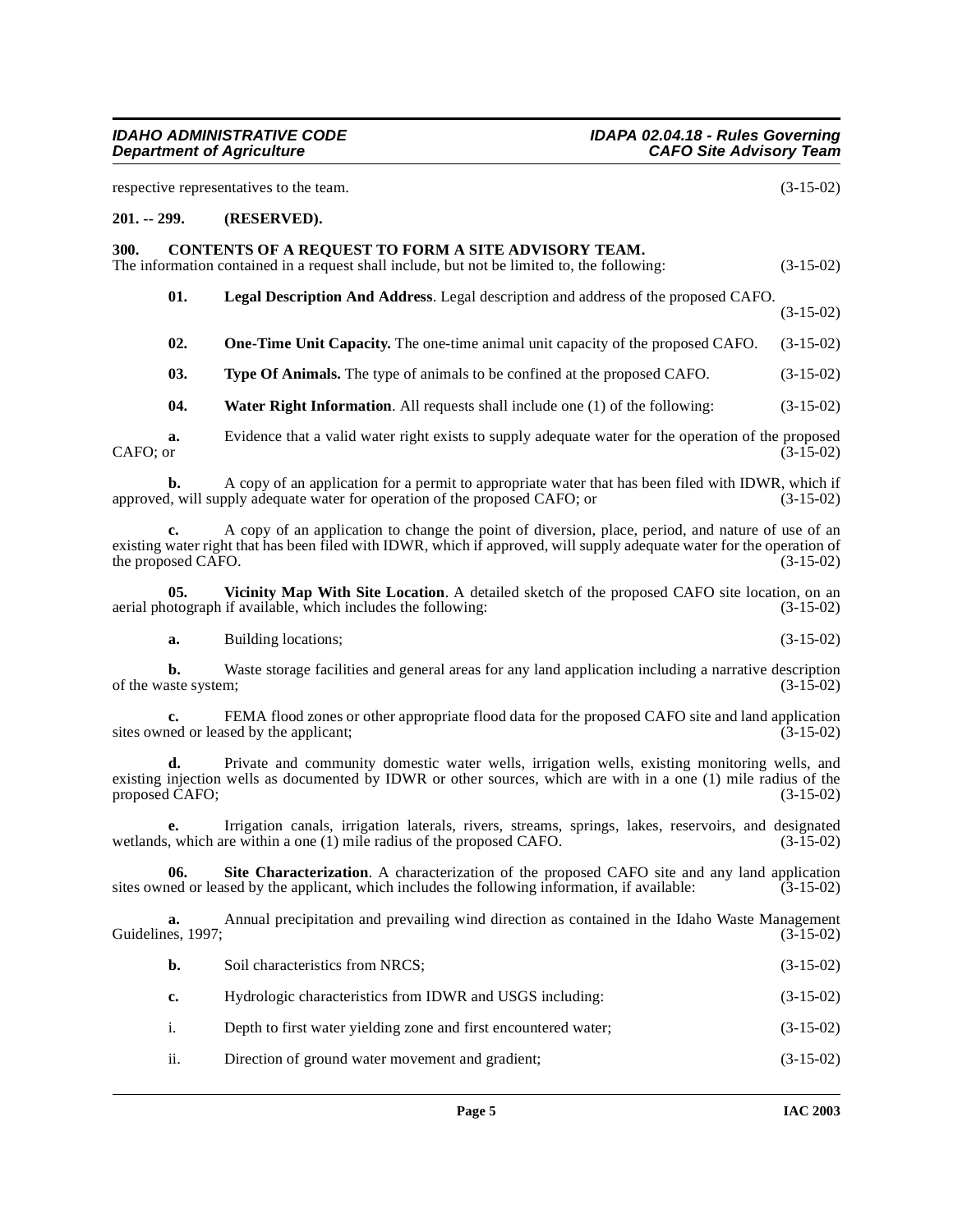respective representatives to the team. (3-15-02)

**201. -- 299. (RESERVED).**

### 300. CONTENTS OF A REQUEST TO FORM A SITE ADVISORY TEAM.

The information contained in a request shall include, but not be limited to, the following: (3-15-02)

**01. Legal Description And Address**. Legal description and address of the proposed CAFO. (3-15-02)

**02. One-Time Unit Capacity.** The one-time animal unit capacity of the proposed CAFO. (3-15-02)

**03. Type Of Animals.** The type of animals to be confined at the proposed CAFO. (3-15-02)

**04. Water Right Information**. All requests shall include one (1) of the following: (3-15-02)

**a.** Evidence that a valid water right exists to supply adequate water for the operation of the proposed CAFO; or (3-15-02)

**b.** A copy of an application for a permit to appropriate water that has been filed with IDWR, which if approved, will supply adequate water for operation of the proposed CAFO; or (3-15-02)

**c.** A copy of an application to change the point of diversion, place, period, and nature of use of an existing water right that has been filed with IDWR, which if approved, will supply adequate water for the operation of the proposed CAFO. (3-15-02)

**05. Vicinity Map With Site Location**. A detailed sketch of the proposed CAFO site location, on an aerial photograph if available, which includes the following: (3-15-02)

**a.** Building locations; (3-15-02)

**b.** Waste storage facilities and general areas for any land application including a narrative description of the waste system; (3-15-02)

**c.** FEMA flood zones or other appropriate flood data for the proposed CAFO site and land application sites owned or leased by the applicant; (3-15-02)

**d.** Private and community domestic water wells, irrigation wells, existing monitoring wells, and existing injection wells as documented by IDWR or other sources, which are with in a one (1) mile radius of the proposed CAFO; (3-15-02)

**e.** Irrigation canals, irrigation laterals, rivers, streams, springs, lakes, reservoirs, and designated wetlands, which are within a one (1) mile radius of the proposed CAFO. (3-15-02)

**06. Site Characterization**. A characterization of the proposed CAFO site and any land application sites owned or leased by the applicant, which includes the following information, if available: (3-15-02)

**a.** Annual precipitation and prevailing wind direction as contained in the Idaho Waste Management Guidelines, 1997; (3-15-02)

**b.** Soil characteristics from NRCS; (3-15-02)

**c.** Hydrologic characteristics from IDWR and USGS including: (3-15-02)

i. Depth to first water yielding zone and first encountered water; (3-15-02)

ii. Direction of ground water movement and gradient; (3-15-02)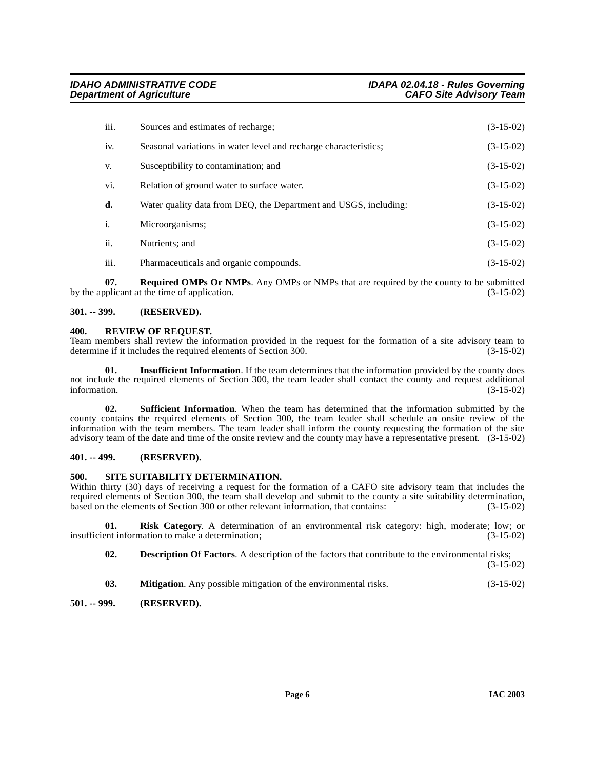iii. Sources and estimates of recharge; (3-15-02)

iv. Seasonal variations in water level and recharge characteristics; (3-15-02)

v. Susceptibility to contamination; and (3-15-02)

vi. Relation of ground water to surface water. (3-15-02)

**d.** Water quality data from DEQ, the Department and USGS, including: (3-15-02)

i. Microorganisms; (3-15-02)

ii. Nutrients; and (3-15-02)

iii. Pharmaceuticals and organic compounds. (3-15-02)

**07. Required OMPs Or NMPs**. Any OMPs or NMPs that are required by the county to be submitted by the applicant at the time of application. (3-15-02)

## 301. -- 399. (RESERVED).

## 400. REVIEW OF REQUEST.

Team members shall review the information provided in the request for the formation of a site advisory team to determine if it includes the required elements of Section 300. (3-15-02)

**01. Insufficient Information**. If the team determines that the information provided by the county does not include the required elements of Section 300, the team leader shall contact the county and request additional information. (3-15-02)

**02. Sufficient Information**. When the team has determined that the information submitted by the county contains the required elements of Section 300, the team leader shall schedule an onsite review of the information with the team members. The team leader shall inform the county requesting the formation of the site advisory team of the date and time of the onsite review and the county may have a representative present. (3-15-02)

## 401. -- 499. (RESERVED).

## 500. SITE SUITABILITY DETERMINATION.

Within thirty (30) days of receiving a request for the formation of a CAFO site advisory team that includes the required elements of Section 300, the team shall develop and submit to the county a site suitability determination, based on the elements of Section 300 or other relevant information, that contains: (3-15-02)

**01. Risk Category**. A determination of an environmental risk category: high, moderate; low; or insufficient information to make a determination; (3-15-02)

**02. Description Of Factors**. A description of the factors that contribute to the environmental risks; (3-15-02)

**03. Mitigation**. Any possible mitigation of the environmental risks. (3-15-02)

## 501. -- 999. (RESERVED).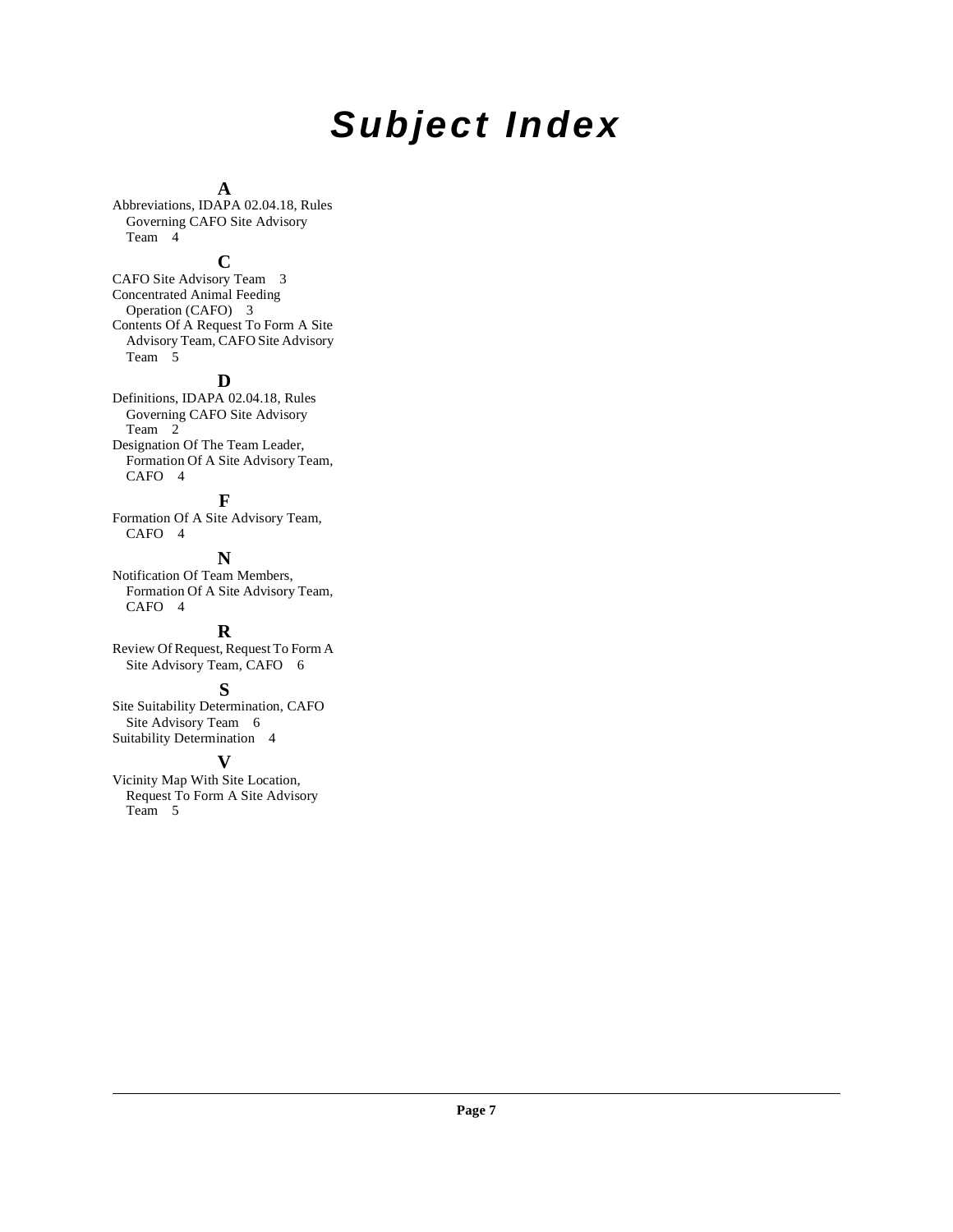# Subject Index

## A

Abbreviations, IDAPA 02.04.18, Rules Governing CAFO Site Advisory Team 4

## C

CAFO Site Advisory Team 3

Concentrated Animal Feeding Operation (CAFO) 3

Contents Of A Request To Form A Site Advisory Team, CAFO Site Advisory Team 5

## D

Definitions, IDAPA 02.04.18, Rules Governing CAFO Site Advisory Team 2

Designation Of The Team Leader, Formation Of A Site Advisory Team, CAFO 4

## F

Formation Of A Site Advisory Team, CAFO 4

## N

Notification Of Team Members, Formation Of A Site Advisory Team, CAFO 4

## R

Review Of Request, Request To Form A Site Advisory Team, CAFO 6

## S

Site Suitability Determination, CAFO Site Advisory Team 6

Suitability Determination 4

## V

Vicinity Map With Site Location, Request To Form A Site Advisory Team 5